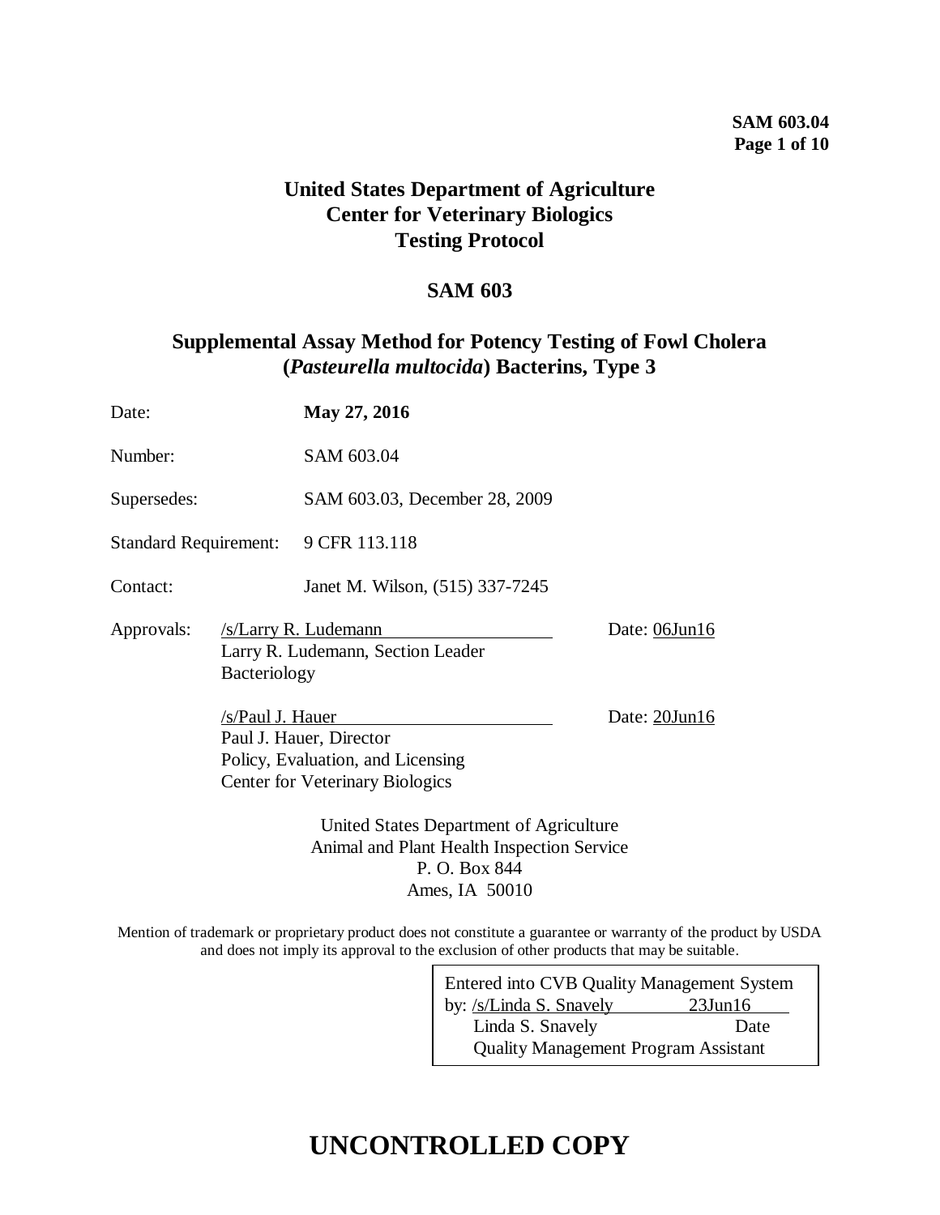**SAM 603.04**

# United States Department of Agriculture
# Center for Veterinary Biologics
# Testing Protocol

## SAM 603

## Supplemental Assay Method for Potency Testing of Fowl Cholera (*Pasteurella multocida*) Bacterins, Type 3

Date: **May 27, 2016**

Number: SAM 603.04

Supersedes: SAM 603.03, December 28, 2009

Standard Requirement: 9 CFR 113.118

Contact: Janet M. Wilson, (515) 337-7245

Approvals: /s/Larry R. Ludemann Date: 06Jun16
Larry R. Ludemann, Section Leader
Bacteriology

/s/Paul J. Hauer Date: 20Jun16
Paul J. Hauer, Director
Policy, Evaluation, and Licensing
Center for Veterinary Biologics

United States Department of Agriculture
Animal and Plant Health Inspection Service
P. O. Box 844
Ames, IA 50010

Mention of trademark or proprietary product does not constitute a guarantee or warranty of the product by USDA and does not imply its approval to the exclusion of other products that may be suitable.

Entered into CVB Quality Management System by: /s/Linda S. Snavely 23Jun16
Linda S. Snavely Date
Quality Management Program Assistant

# UNCONTROLLED COPY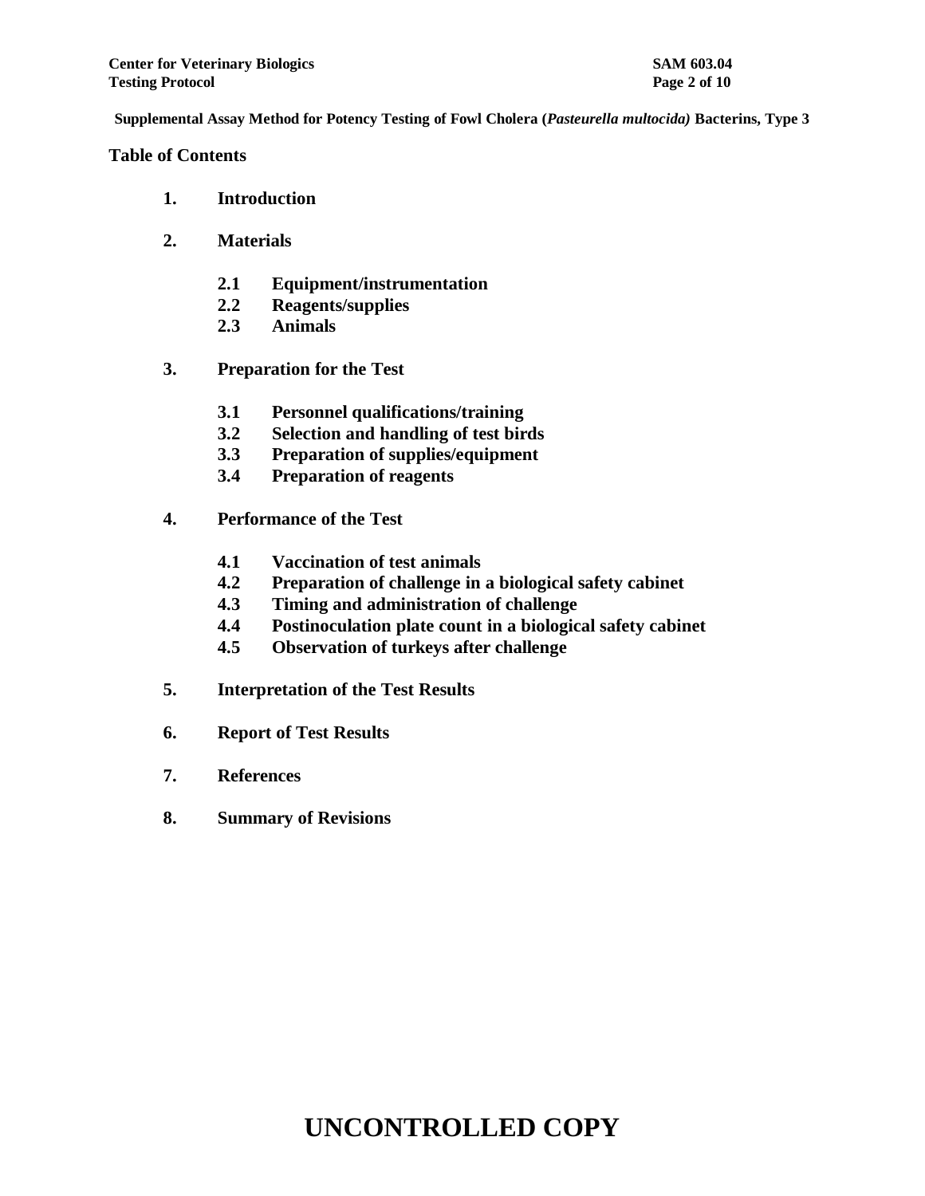**Supplemental Assay Method for Potency Testing of Fowl Cholera (*Pasteurella multocida*) Bacterins, Type 3**

**Table of Contents**

1. **Introduction**
2. **Materials**
   - 2.1 **Equipment/instrumentation**
   - 2.2 **Reagents/supplies**
   - 2.3 **Animals**
3. **Preparation for the Test**
   - 3.1 **Personnel qualifications/training**
   - 3.2 **Selection and handling of test birds**
   - 3.3 **Preparation of supplies/equipment**
   - 3.4 **Preparation of reagents**
4. **Performance of the Test**
   - 4.1 **Vaccination of test animals**
   - 4.2 **Preparation of challenge in a biological safety cabinet**
   - 4.3 **Timing and administration of challenge**
   - 4.4 **Postinoculation plate count in a biological safety cabinet**
   - 4.5 **Observation of turkeys after challenge**
5. **Interpretation of the Test Results**
6. **Report of Test Results**
7. **References**
8. **Summary of Revisions**

**UNCONTROLLED COPY**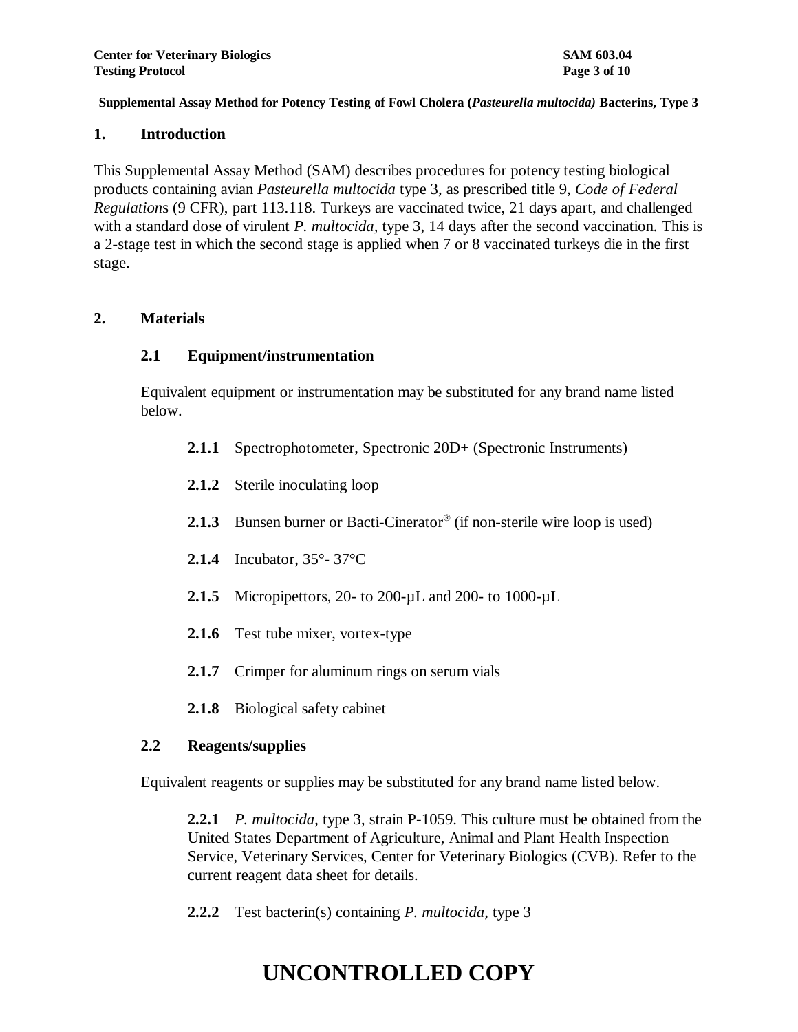**Supplemental Assay Method for Potency Testing of Fowl Cholera (*Pasteurella multocida*) Bacterins, Type 3**

## 1. Introduction

This Supplemental Assay Method (SAM) describes procedures for potency testing biological products containing avian *Pasteurella multocida* type 3, as prescribed title 9, *Code of Federal Regulations* (9 CFR), part 113.118. Turkeys are vaccinated twice, 21 days apart, and challenged with a standard dose of virulent *P. multocida*, type 3, 14 days after the second vaccination. This is a 2-stage test in which the second stage is applied when 7 or 8 vaccinated turkeys die in the first stage.

## 2. Materials

### 2.1 Equipment/instrumentation

Equivalent equipment or instrumentation may be substituted for any brand name listed below.

**2.1.1** Spectrophotometer, Spectronic 20D+ (Spectronic Instruments)

**2.1.2** Sterile inoculating loop

**2.1.3** Bunsen burner or Bacti-Cinerator® (if non-sterile wire loop is used)

**2.1.4** Incubator, 35°- 37°C

**2.1.5** Micropipettors, 20- to 200-µL and 200- to 1000-µL

**2.1.6** Test tube mixer, vortex-type

**2.1.7** Crimper for aluminum rings on serum vials

**2.1.8** Biological safety cabinet

### 2.2 Reagents/supplies

Equivalent reagents or supplies may be substituted for any brand name listed below.

**2.2.1** *P. multocida*, type 3, strain P-1059. This culture must be obtained from the United States Department of Agriculture, Animal and Plant Health Inspection Service, Veterinary Services, Center for Veterinary Biologics (CVB). Refer to the current reagent data sheet for details.

**2.2.2** Test bacterin(s) containing *P. multocida,* type 3

**UNCONTROLLED COPY**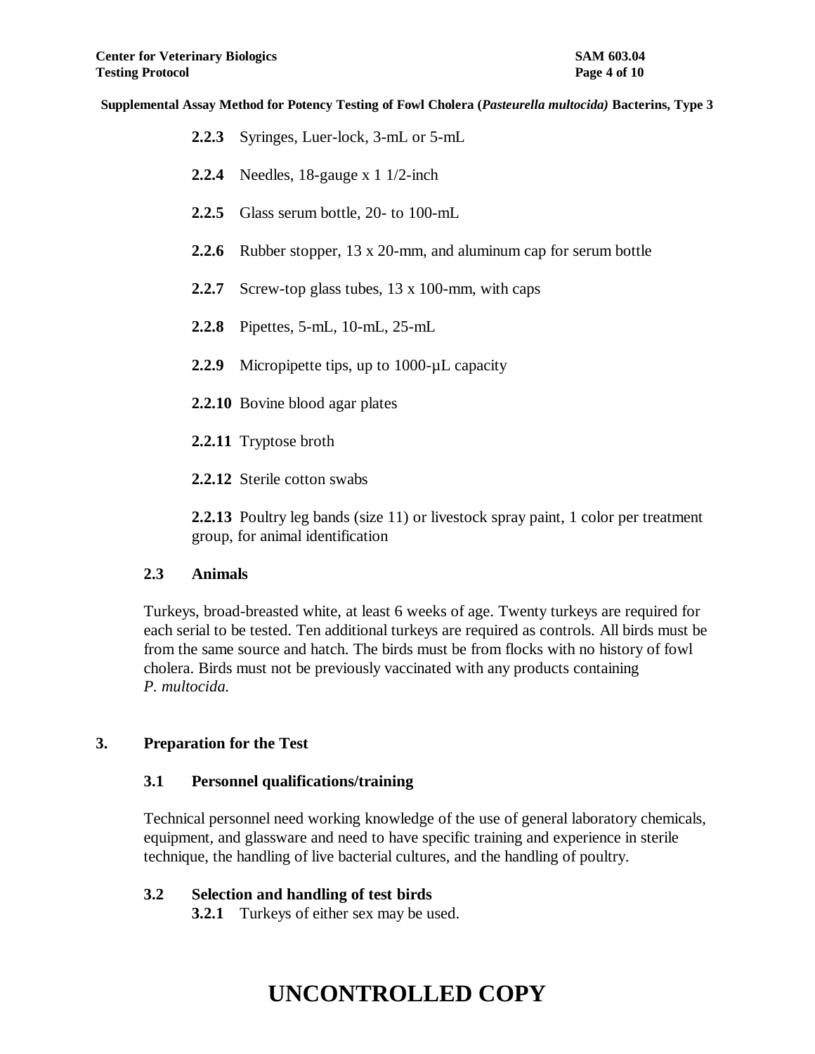**2.2.3** Syringes, Luer-lock, 3-mL or 5-mL

**2.2.4** Needles, 18-gauge x 1 1/2-inch

**2.2.5** Glass serum bottle, 20- to 100-mL

**2.2.6** Rubber stopper, 13 x 20-mm, and aluminum cap for serum bottle

**2.2.7** Screw-top glass tubes, 13 x 100-mm, with caps

**2.2.8** Pipettes, 5-mL, 10-mL, 25-mL

**2.2.9** Micropipette tips, up to 1000-µL capacity

**2.2.10** Bovine blood agar plates

**2.2.11** Tryptose broth

**2.2.12** Sterile cotton swabs

**2.2.13** Poultry leg bands (size 11) or livestock spray paint, 1 color per treatment group, for animal identification

### 2.3 Animals

Turkeys, broad-breasted white, at least 6 weeks of age. Twenty turkeys are required for each serial to be tested. Ten additional turkeys are required as controls. All birds must be from the same source and hatch. The birds must be from flocks with no history of fowl cholera. Birds must not be previously vaccinated with any products containing *P. multocida.*

## 3. Preparation for the Test

### 3.1 Personnel qualifications/training

Technical personnel need working knowledge of the use of general laboratory chemicals, equipment, and glassware and need to have specific training and experience in sterile technique, the handling of live bacterial cultures, and the handling of poultry.

### 3.2 Selection and handling of test birds

**3.2.1** Turkeys of either sex may be used.

# UNCONTROLLED COPY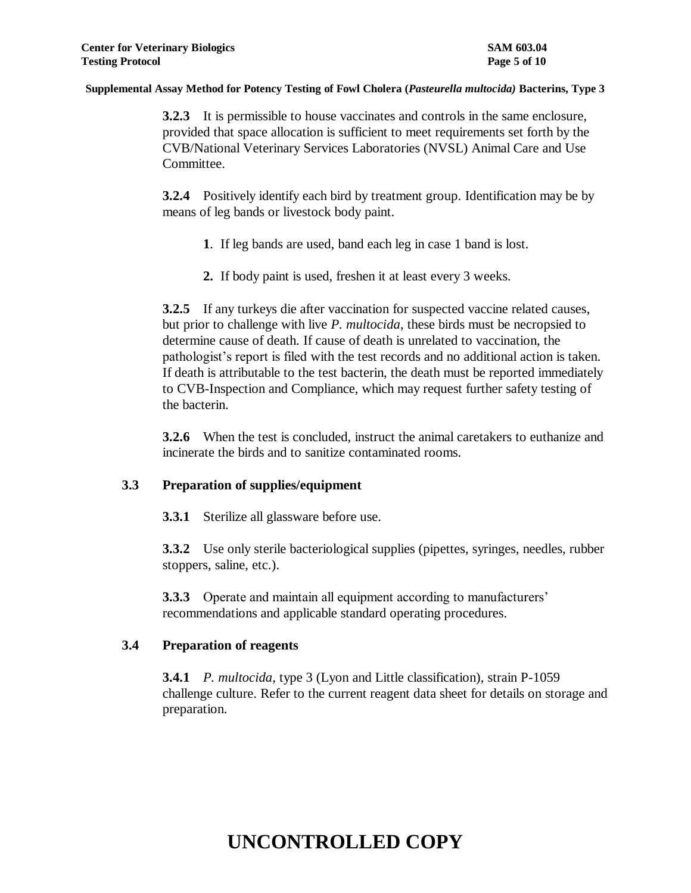**3.2.3** It is permissible to house vaccinates and controls in the same enclosure, provided that space allocation is sufficient to meet requirements set forth by the CVB/National Veterinary Services Laboratories (NVSL) Animal Care and Use Committee.

**3.2.4** Positively identify each bird by treatment group. Identification may be by means of leg bands or livestock body paint.

**1**. If leg bands are used, band each leg in case 1 band is lost.

**2.** If body paint is used, freshen it at least every 3 weeks.

**3.2.5** If any turkeys die after vaccination for suspected vaccine related causes, but prior to challenge with live *P. multocida*, these birds must be necropsied to determine cause of death. If cause of death is unrelated to vaccination, the pathologist's report is filed with the test records and no additional action is taken. If death is attributable to the test bacterin, the death must be reported immediately to CVB-Inspection and Compliance, which may request further safety testing of the bacterin.

**3.2.6** When the test is concluded, instruct the animal caretakers to euthanize and incinerate the birds and to sanitize contaminated rooms.

## 3.3 Preparation of supplies/equipment

**3.3.1** Sterilize all glassware before use.

**3.3.2** Use only sterile bacteriological supplies (pipettes, syringes, needles, rubber stoppers, saline, etc.).

**3.3.3** Operate and maintain all equipment according to manufacturers' recommendations and applicable standard operating procedures.

## 3.4 Preparation of reagents

**3.4.1** *P. multocida*, type 3 (Lyon and Little classification), strain P-1059 challenge culture. Refer to the current reagent data sheet for details on storage and preparation.

**UNCONTROLLED COPY**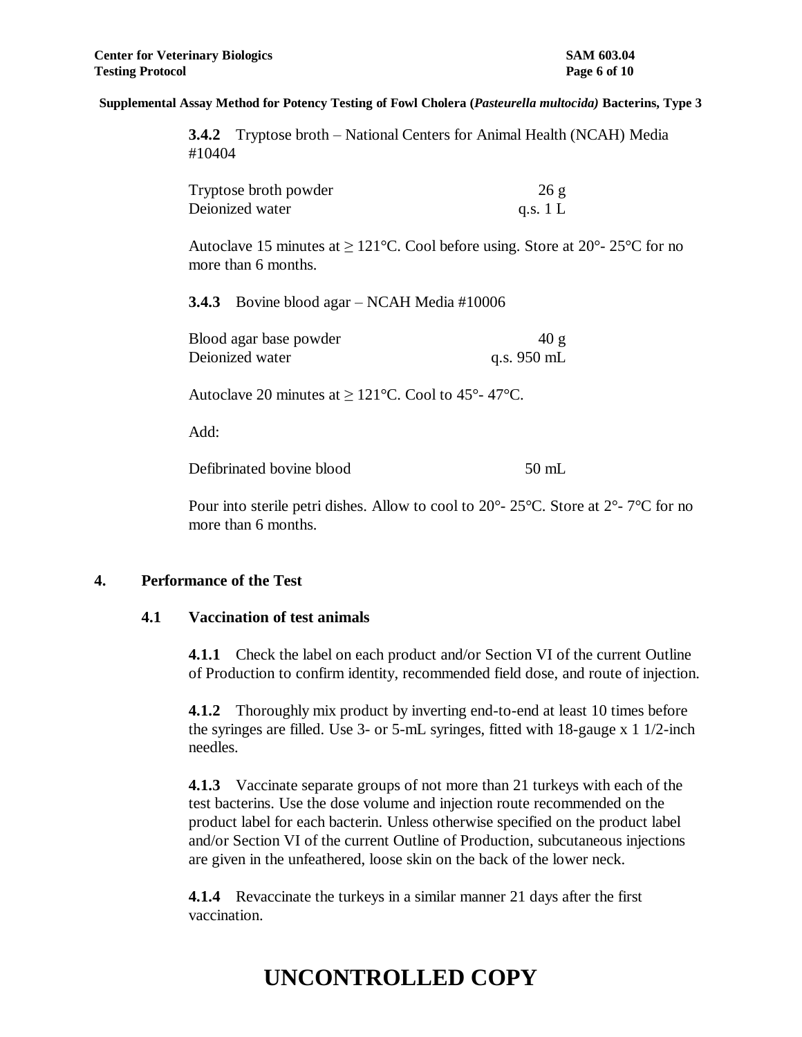**3.4.2** Tryptose broth – National Centers for Animal Health (NCAH) Media #10404

| | |
|---|---|
| Tryptose broth powder | 26 g |
| Deionized water | q.s. 1 L |

Autoclave 15 minutes at ≥ 121°C. Cool before using. Store at 20°- 25°C for no more than 6 months.

**3.4.3** Bovine blood agar – NCAH Media #10006

| | |
|---|---|
| Blood agar base powder | 40 g |
| Deionized water | q.s. 950 mL |

Autoclave 20 minutes at ≥ 121°C. Cool to 45°- 47°C.

Add:

| | |
|---|---|
| Defibrinated bovine blood | 50 mL |

Pour into sterile petri dishes. Allow to cool to 20°- 25°C. Store at 2°- 7°C for no more than 6 months.

## 4. Performance of the Test

### 4.1 Vaccination of test animals

**4.1.1** Check the label on each product and/or Section VI of the current Outline of Production to confirm identity, recommended field dose, and route of injection.

**4.1.2** Thoroughly mix product by inverting end-to-end at least 10 times before the syringes are filled. Use 3- or 5-mL syringes, fitted with 18-gauge x 1 1/2-inch needles.

**4.1.3** Vaccinate separate groups of not more than 21 turkeys with each of the test bacterins. Use the dose volume and injection route recommended on the product label for each bacterin. Unless otherwise specified on the product label and/or Section VI of the current Outline of Production, subcutaneous injections are given in the unfeathered, loose skin on the back of the lower neck.

**4.1.4** Revaccinate the turkeys in a similar manner 21 days after the first vaccination.

**UNCONTROLLED COPY**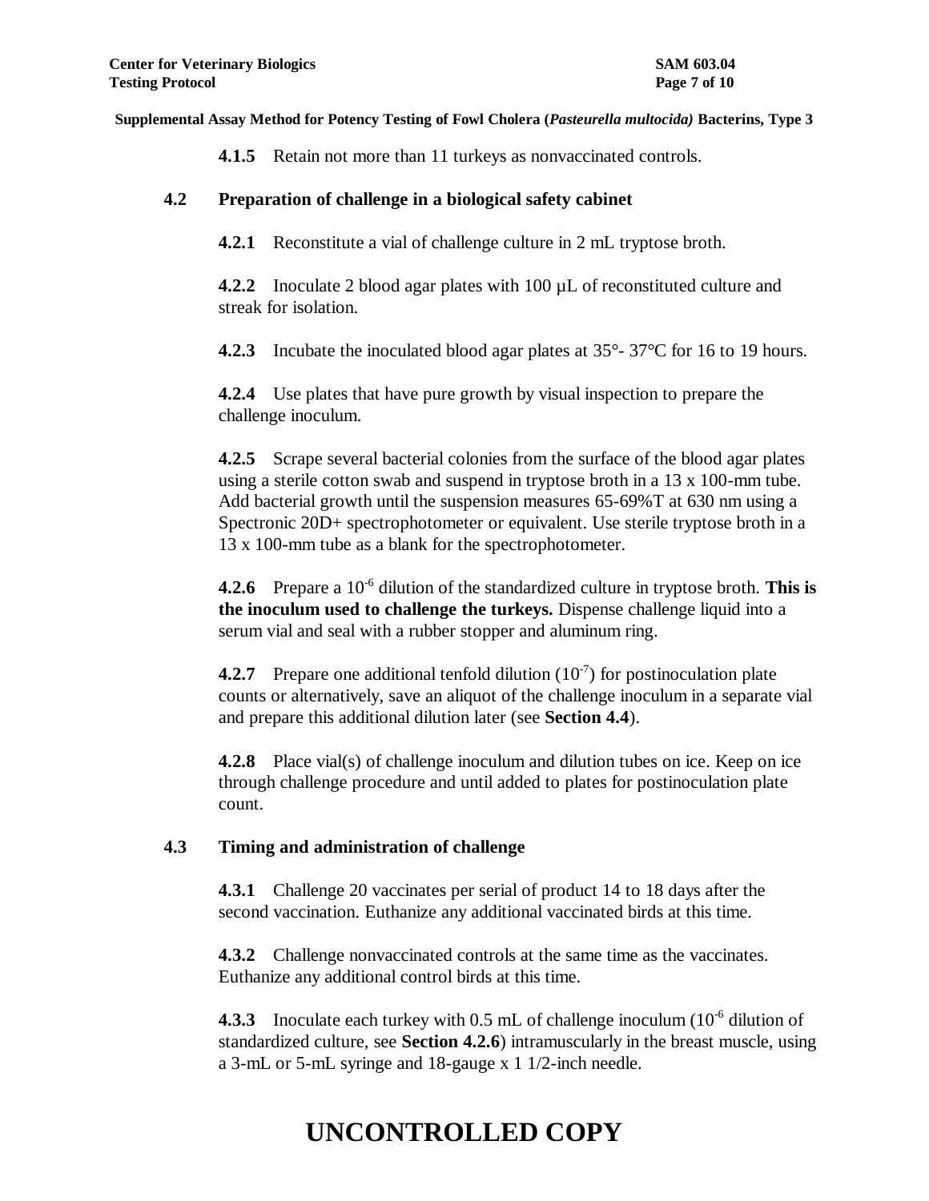**4.1.5** Retain not more than 11 turkeys as nonvaccinated controls.

### 4.2 Preparation of challenge in a biological safety cabinet

**4.2.1** Reconstitute a vial of challenge culture in 2 mL tryptose broth.

**4.2.2** Inoculate 2 blood agar plates with 100 µL of reconstituted culture and streak for isolation.

**4.2.3** Incubate the inoculated blood agar plates at 35°- 37°C for 16 to 19 hours.

**4.2.4** Use plates that have pure growth by visual inspection to prepare the challenge inoculum.

**4.2.5** Scrape several bacterial colonies from the surface of the blood agar plates using a sterile cotton swab and suspend in tryptose broth in a 13 x 100-mm tube. Add bacterial growth until the suspension measures 65-69%T at 630 nm using a Spectronic 20D+ spectrophotometer or equivalent. Use sterile tryptose broth in a 13 x 100-mm tube as a blank for the spectrophotometer.

**4.2.6** Prepare a $10^{-6}$ dilution of the standardized culture in tryptose broth. **This is the inoculum used to challenge the turkeys.** Dispense challenge liquid into a serum vial and seal with a rubber stopper and aluminum ring.

**4.2.7** Prepare one additional tenfold dilution ($10^{-7}$) for postinoculation plate counts or alternatively, save an aliquot of the challenge inoculum in a separate vial and prepare this additional dilution later (see **Section 4.4**).

**4.2.8** Place vial(s) of challenge inoculum and dilution tubes on ice. Keep on ice through challenge procedure and until added to plates for postinoculation plate count.

### 4.3 Timing and administration of challenge

**4.3.1** Challenge 20 vaccinates per serial of product 14 to 18 days after the second vaccination. Euthanize any additional vaccinated birds at this time.

**4.3.2** Challenge nonvaccinated controls at the same time as the vaccinates. Euthanize any additional control birds at this time.

**4.3.3** Inoculate each turkey with 0.5 mL of challenge inoculum ($10^{-6}$ dilution of standardized culture, see **Section 4.2.6**) intramuscularly in the breast muscle, using a 3-mL or 5-mL syringe and 18-gauge x 1 1/2-inch needle.

**UNCONTROLLED COPY**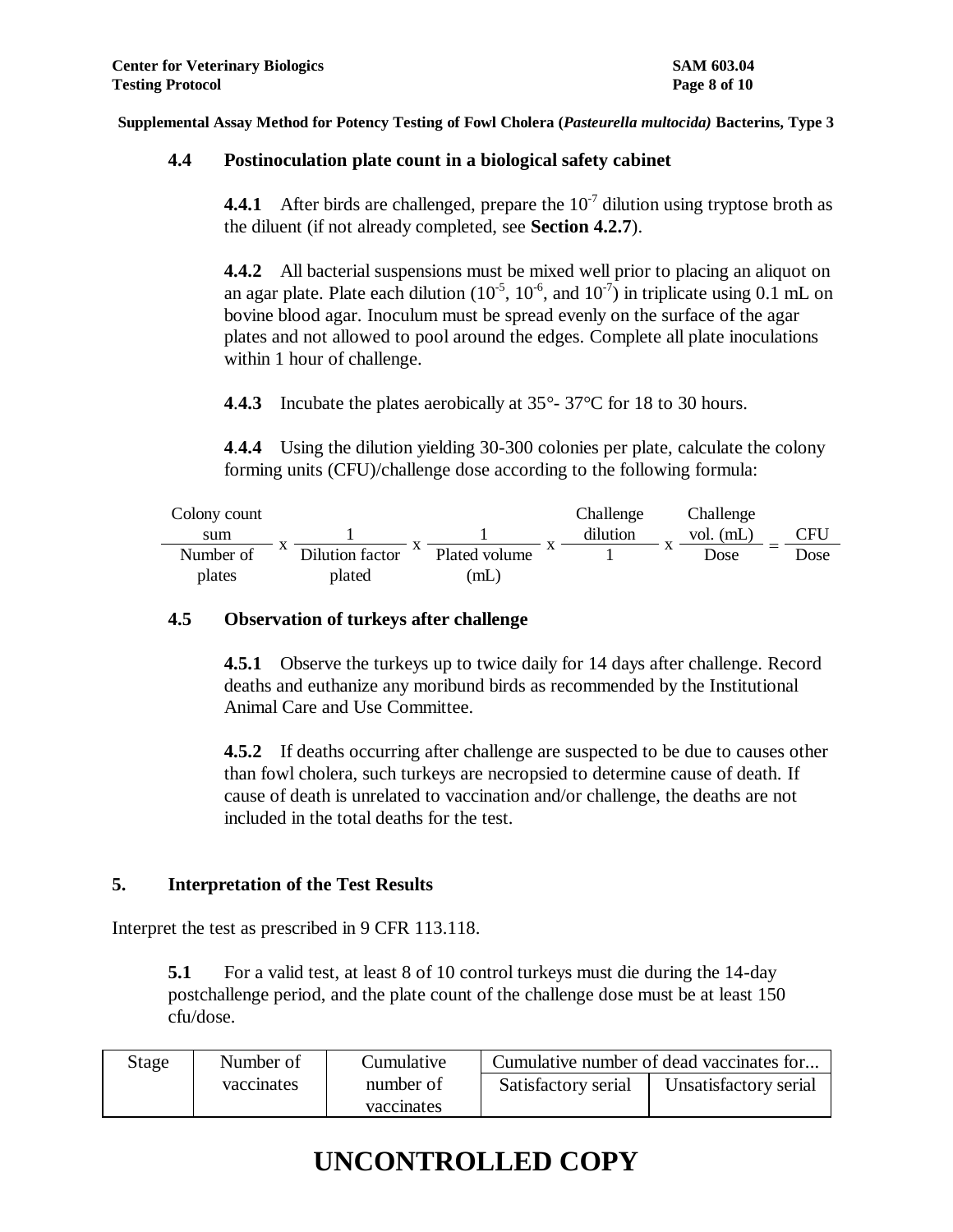**Supplemental Assay Method for Potency Testing of Fowl Cholera (*Pasteurella multocida*) Bacterins, Type 3**

### 4.4 Postinoculation plate count in a biological safety cabinet

**4.4.1** After birds are challenged, prepare the $10^{-7}$ dilution using tryptose broth as the diluent (if not already completed, see **Section 4.2.7**).

**4.4.2** All bacterial suspensions must be mixed well prior to placing an aliquot on an agar plate. Plate each dilution ($10^{-5}$, $10^{-6}$, and $10^{-7}$) in triplicate using 0.1 mL on bovine blood agar. Inoculum must be spread evenly on the surface of the agar plates and not allowed to pool around the edges. Complete all plate inoculations within 1 hour of challenge.

**4.4.3** Incubate the plates aerobically at 35°- 37°C for 18 to 30 hours.

**4.4.4** Using the dilution yielding 30-300 colonies per plate, calculate the colony forming units (CFU)/challenge dose according to the following formula:

$$\frac{\text{Colony count sum}}{\text{Number of plates}} \times \frac{1}{\text{Dilution factor plated}} \times \frac{1}{\text{Plated volume (mL)}} \times \frac{\text{Challenge dilution}}{1} \times \frac{\text{Challenge vol. (mL)}}{\text{Dose}} = \frac{\text{CFU}}{\text{Dose}}$$

### 4.5 Observation of turkeys after challenge

**4.5.1** Observe the turkeys up to twice daily for 14 days after challenge. Record deaths and euthanize any moribund birds as recommended by the Institutional Animal Care and Use Committee.

**4.5.2** If deaths occurring after challenge are suspected to be due to causes other than fowl cholera, such turkeys are necropsied to determine cause of death. If cause of death is unrelated to vaccination and/or challenge, the deaths are not included in the total deaths for the test.

## 5. Interpretation of the Test Results

Interpret the test as prescribed in 9 CFR 113.118.

**5.1** For a valid test, at least 8 of 10 control turkeys must die during the 14-day postchallenge period, and the plate count of the challenge dose must be at least 150 cfu/dose.

| Stage | Number of vaccinates | Cumulative number of vaccinates | Cumulative number of dead vaccinates for... | |
|---|---|---|---|---|
| | | | Satisfactory serial | Unsatisfactory serial |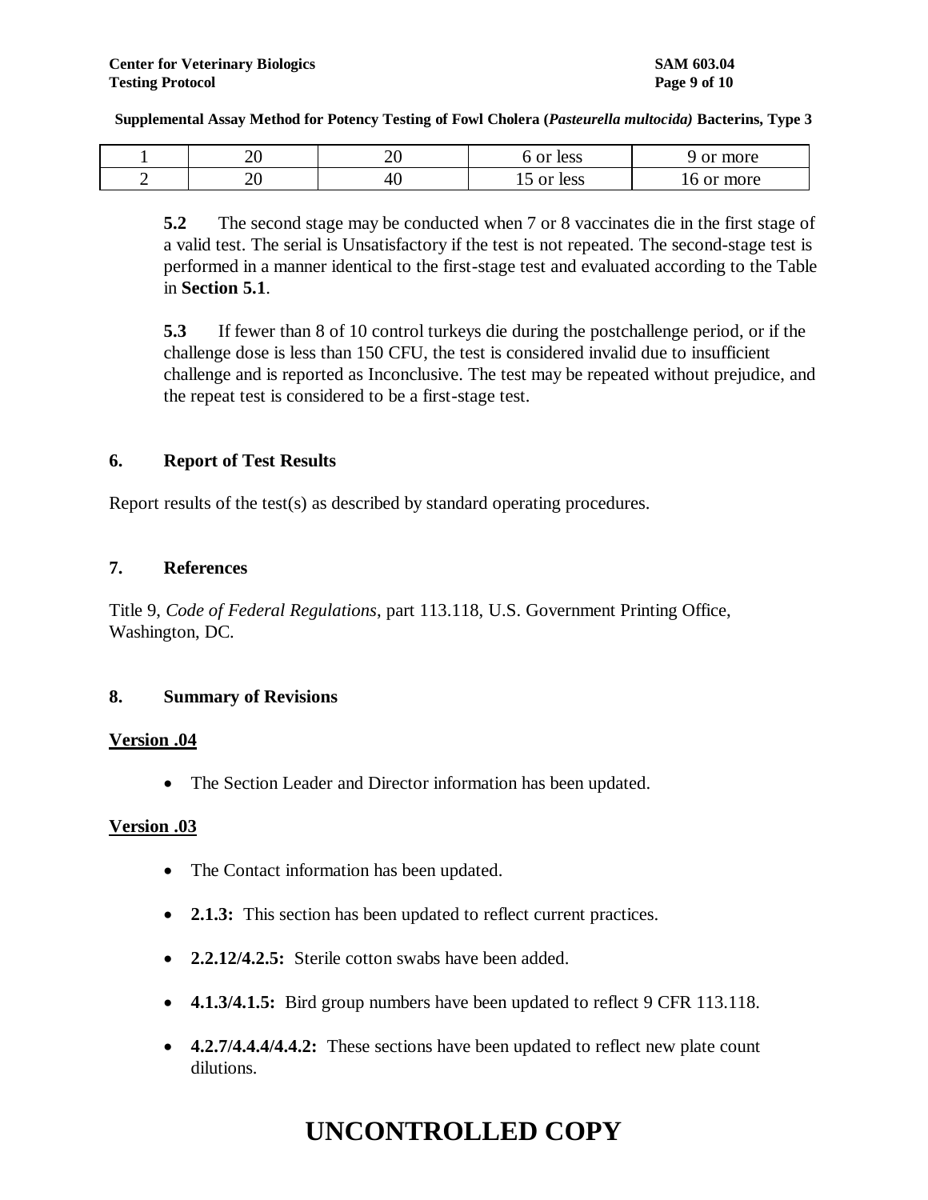| 1 | 20 | 20 | 6 or less | 9 or more |
|---|---|---|---|---|
| 2 | 20 | 40 | 15 or less | 16 or more |

**5.2** The second stage may be conducted when 7 or 8 vaccinates die in the first stage of a valid test. The serial is Unsatisfactory if the test is not repeated. The second-stage test is performed in a manner identical to the first-stage test and evaluated according to the Table in **Section 5.1**.

**5.3** If fewer than 8 of 10 control turkeys die during the postchallenge period, or if the challenge dose is less than 150 CFU, the test is considered invalid due to insufficient challenge and is reported as Inconclusive. The test may be repeated without prejudice, and the repeat test is considered to be a first-stage test.

## 6. Report of Test Results

Report results of the test(s) as described by standard operating procedures.

## 7. References

Title 9, *Code of Federal Regulations*, part 113.118, U.S. Government Printing Office, Washington, DC.

## 8. Summary of Revisions

**Version .04**

- The Section Leader and Director information has been updated.

**Version .03**

- The Contact information has been updated.
- **2.1.3:** This section has been updated to reflect current practices.
- **2.2.12/4.2.5:** Sterile cotton swabs have been added.
- **4.1.3/4.1.5:** Bird group numbers have been updated to reflect 9 CFR 113.118.
- **4.2.7/4.4.4/4.4.2:** These sections have been updated to reflect new plate count dilutions.

**UNCONTROLLED COPY**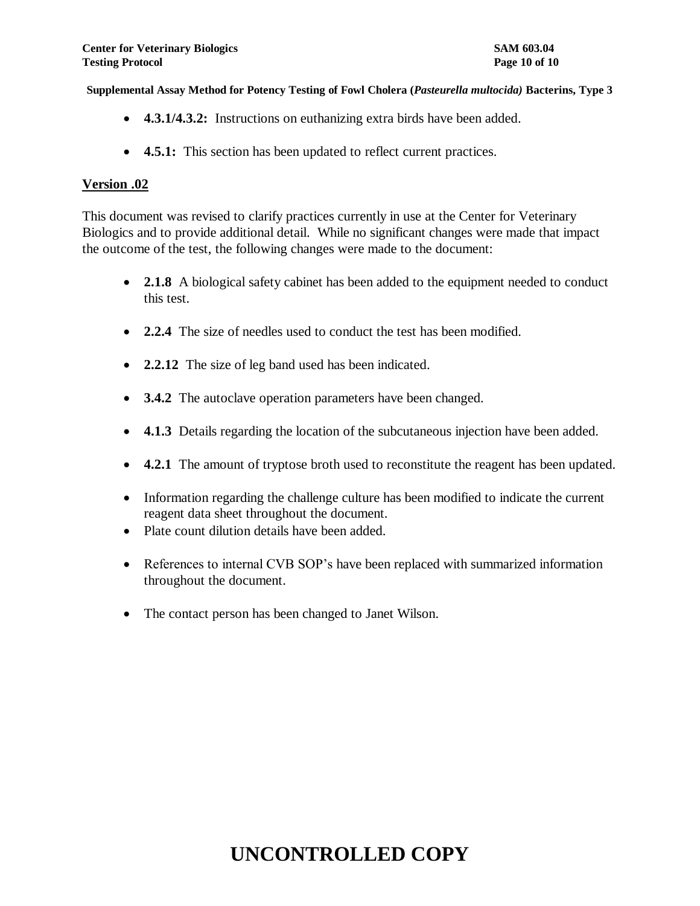- **4.3.1/4.3.2:** Instructions on euthanizing extra birds have been added.

- **4.5.1:** This section has been updated to reflect current practices.

## Version .02

This document was revised to clarify practices currently in use at the Center for Veterinary Biologics and to provide additional detail. While no significant changes were made that impact the outcome of the test, the following changes were made to the document:

- **2.1.8** A biological safety cabinet has been added to the equipment needed to conduct this test.

- **2.2.4** The size of needles used to conduct the test has been modified.

- **2.2.12** The size of leg band used has been indicated.

- **3.4.2** The autoclave operation parameters have been changed.

- **4.1.3** Details regarding the location of the subcutaneous injection have been added.

- **4.2.1** The amount of tryptose broth used to reconstitute the reagent has been updated.

- Information regarding the challenge culture has been modified to indicate the current reagent data sheet throughout the document.
- Plate count dilution details have been added.

- References to internal CVB SOP's have been replaced with summarized information throughout the document.

- The contact person has been changed to Janet Wilson.

# UNCONTROLLED COPY